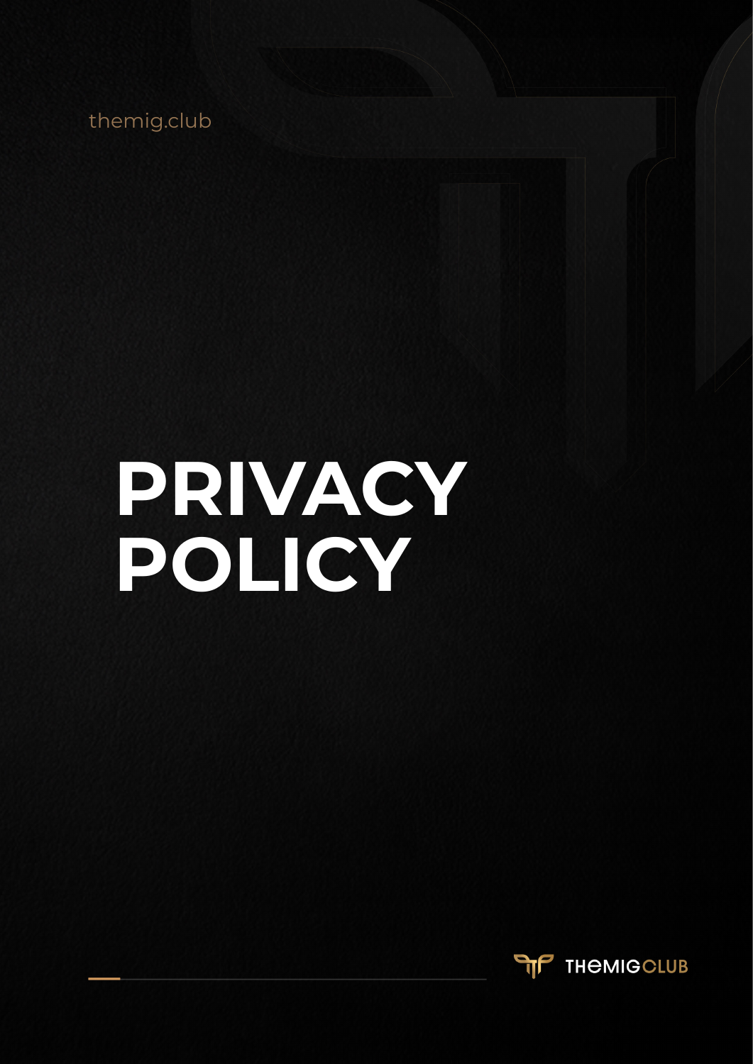themig.club

# PRIVACY POLICY

THEMIGCLUB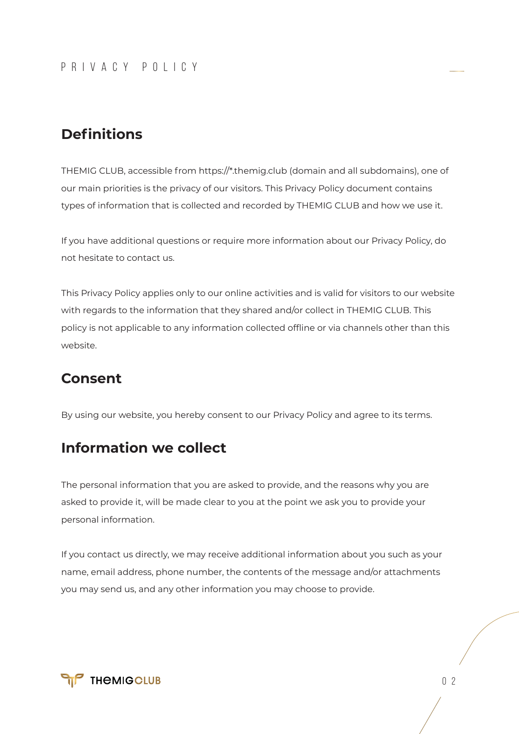## Definitions

THEMIG CLUB, accessible from https://*.themig.club (domain and all subdomains), one of our main priorities is the privacy of our visitors. This Privacy Policy document contains types of information that is collected and recorded by THEMIG CLUB and how we use it.

If you have additional questions or require more information about our Privacy Policy, do not hesitate to contact us.

This Privacy Policy applies only to our online activities and is valid for visitors to our website with regards to the information that they shared and/or collect in THEMIG CLUB. This policy is not applicable to any information collected offline or via channels other than this website.

## Consent

By using our website, you hereby consent to our Privacy Policy and agree to its terms.

## Information we collect

The personal information that you are asked to provide, and the reasons why you are asked to provide it, will be made clear to you at the point we ask you to provide your personal information.

If you contact us directly, we may receive additional information about you such as your name, email address, phone number, the contents of the message and/or attachments you may send us, and any other information you may choose to provide.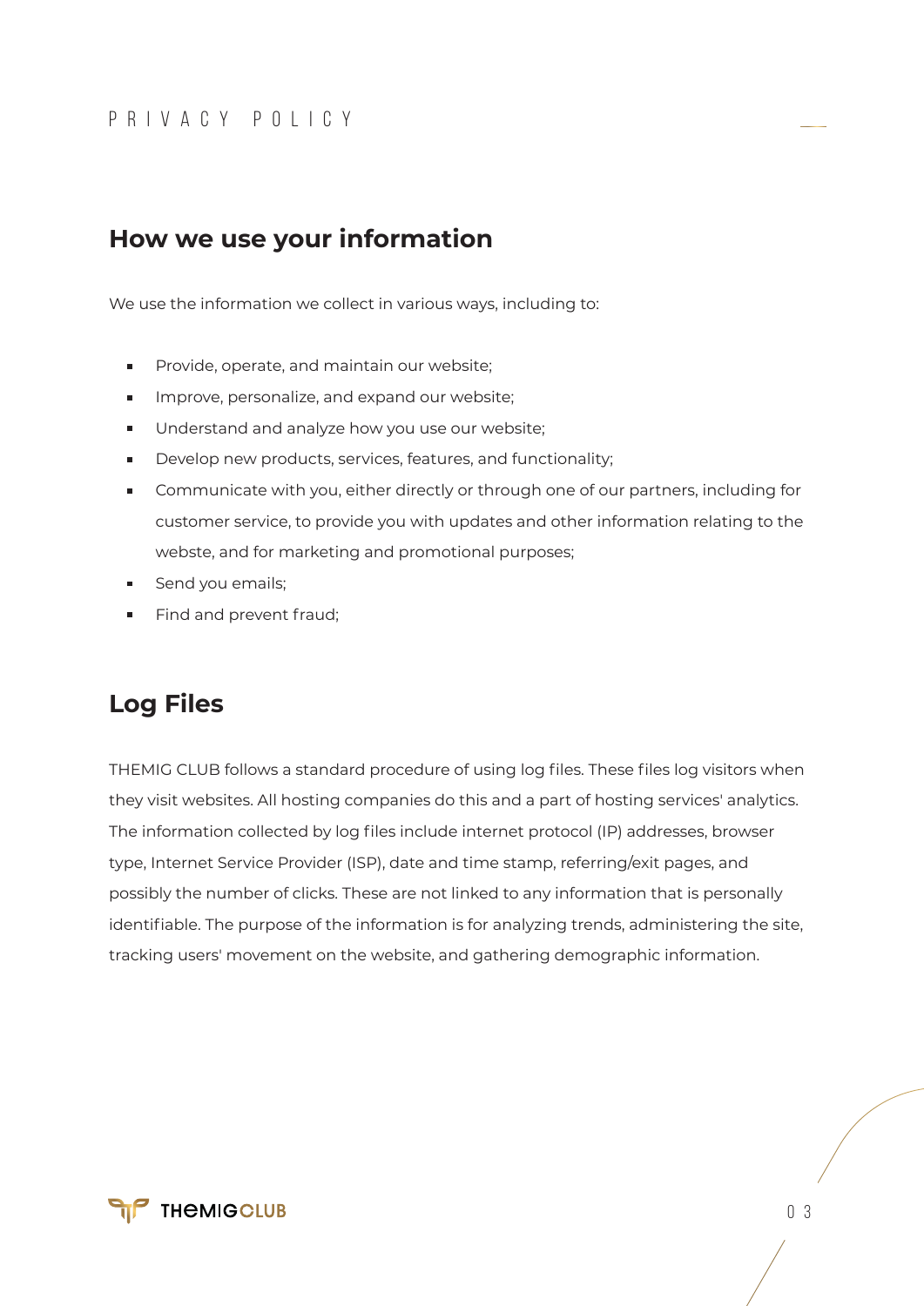## How we use your information

We use the information we collect in various ways, including to:

- Provide, operate, and maintain our website;
- Improve, personalize, and expand our website;
- Understand and analyze how you use our website;
- Develop new products, services, features, and functionality;
- Communicate with you, either directly or through one of our partners, including for customer service, to provide you with updates and other information relating to the webste, and for marketing and promotional purposes;
- Send you emails;
- Find and prevent fraud;

## Log Files

THEMIG CLUB follows a standard procedure of using log files. These files log visitors when they visit websites. All hosting companies do this and a part of hosting services' analytics. The information collected by log files include internet protocol (IP) addresses, browser type, Internet Service Provider (ISP), date and time stamp, referring/exit pages, and possibly the number of clicks. These are not linked to any information that is personally identifiable. The purpose of the information is for analyzing trends, administering the site, tracking users' movement on the website, and gathering demographic information.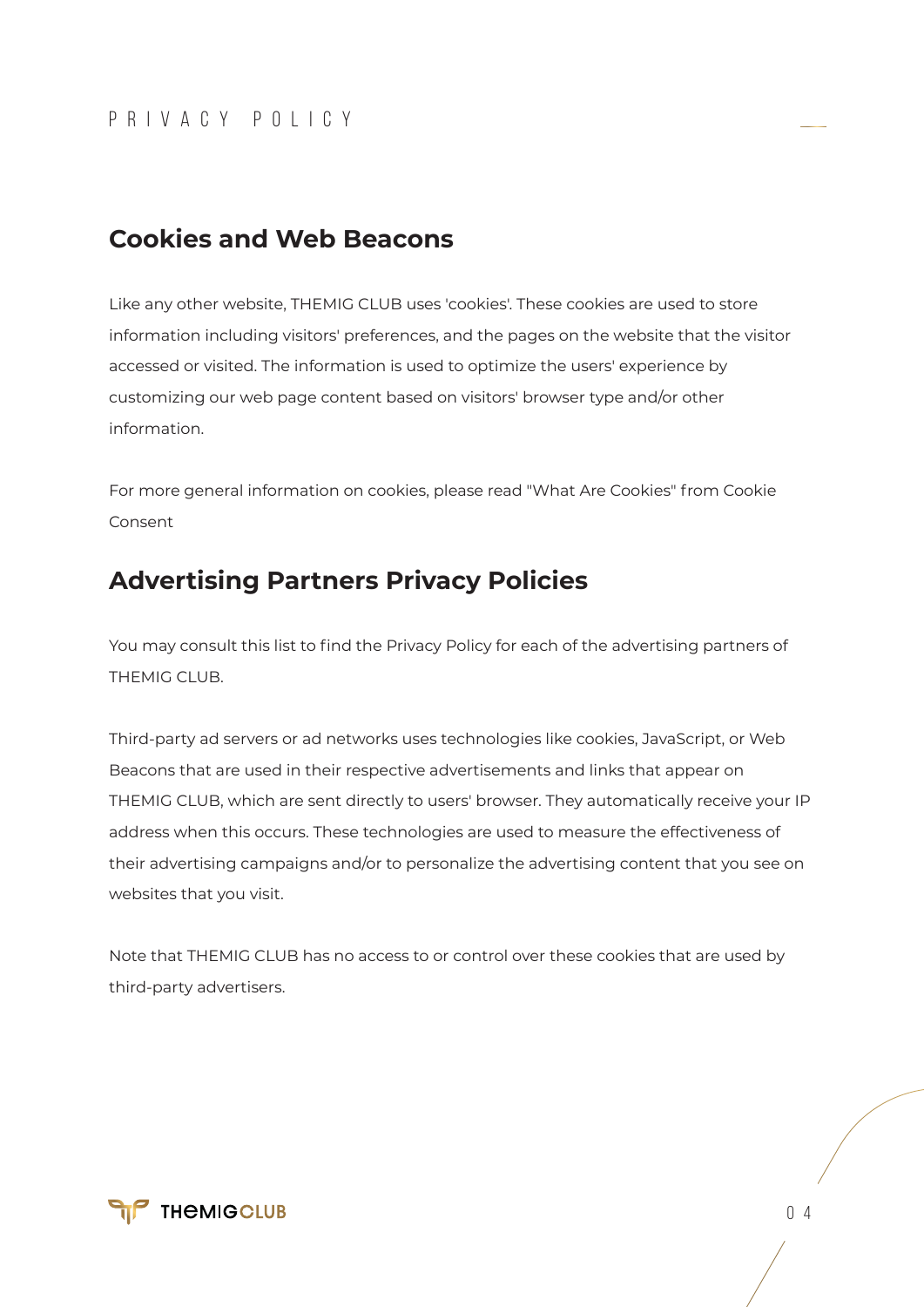## Cookies and Web Beacons

Like any other website, THEMIG CLUB uses 'cookies'. These cookies are used to store information including visitors' preferences, and the pages on the website that the visitor accessed or visited. The information is used to optimize the users' experience by customizing our web page content based on visitors' browser type and/or other information.

For more general information on cookies, please read "What Are Cookies" from Cookie Consent

## Advertising Partners Privacy Policies

You may consult this list to find the Privacy Policy for each of the advertising partners of THEMIG CLUB.

Third-party ad servers or ad networks uses technologies like cookies, JavaScript, or Web Beacons that are used in their respective advertisements and links that appear on THEMIG CLUB, which are sent directly to users' browser. They automatically receive your IP address when this occurs. These technologies are used to measure the effectiveness of their advertising campaigns and/or to personalize the advertising content that you see on websites that you visit.

Note that THEMIG CLUB has no access to or control over these cookies that are used by third-party advertisers.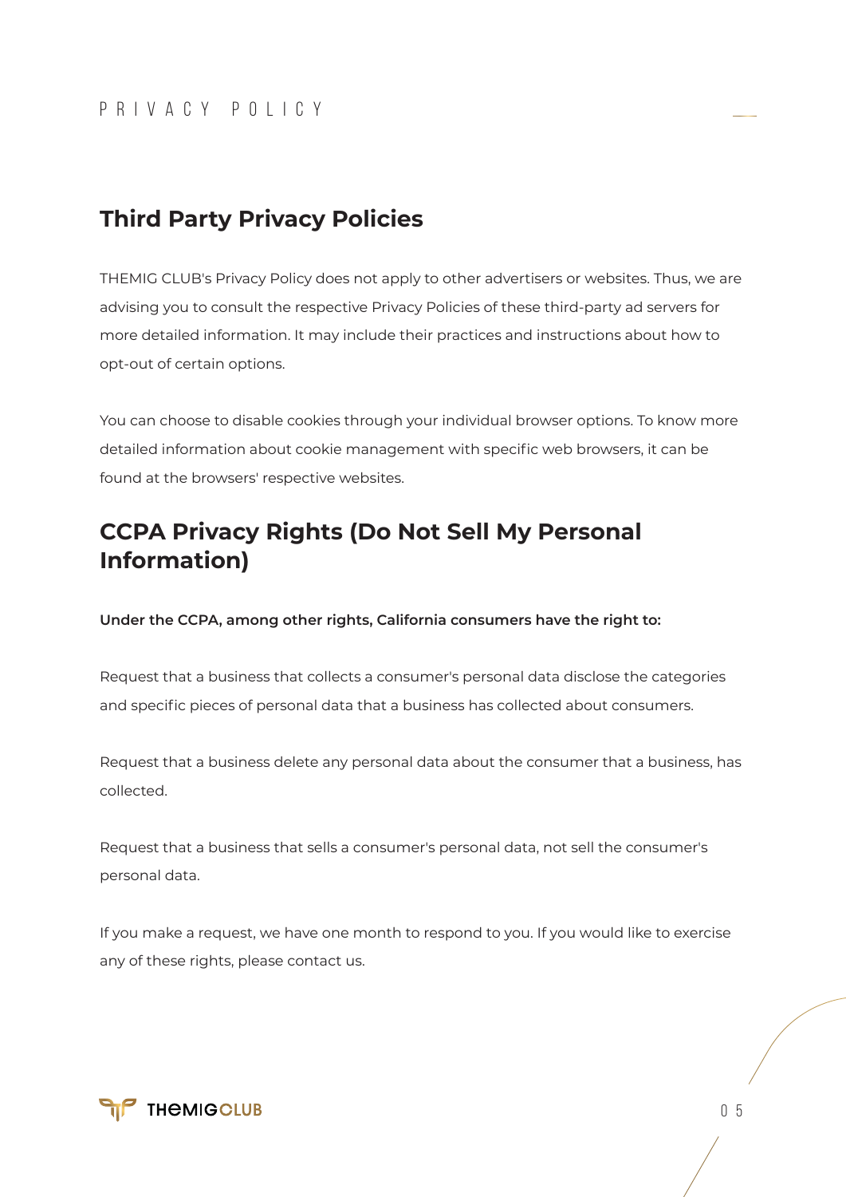## Third Party Privacy Policies

THEMIG CLUB's Privacy Policy does not apply to other advertisers or websites. Thus, we are advising you to consult the respective Privacy Policies of these third-party ad servers for more detailed information. It may include their practices and instructions about how to opt-out of certain options.

You can choose to disable cookies through your individual browser options. To know more detailed information about cookie management with specific web browsers, it can be found at the browsers' respective websites.

## CCPA Privacy Rights (Do Not Sell My Personal Information)

**Under the CCPA, among other rights, California consumers have the right to:**

Request that a business that collects a consumer's personal data disclose the categories and specific pieces of personal data that a business has collected about consumers.

Request that a business delete any personal data about the consumer that a business, has collected.

Request that a business that sells a consumer's personal data, not sell the consumer's personal data.

If you make a request, we have one month to respond to you. If you would like to exercise any of these rights, please contact us.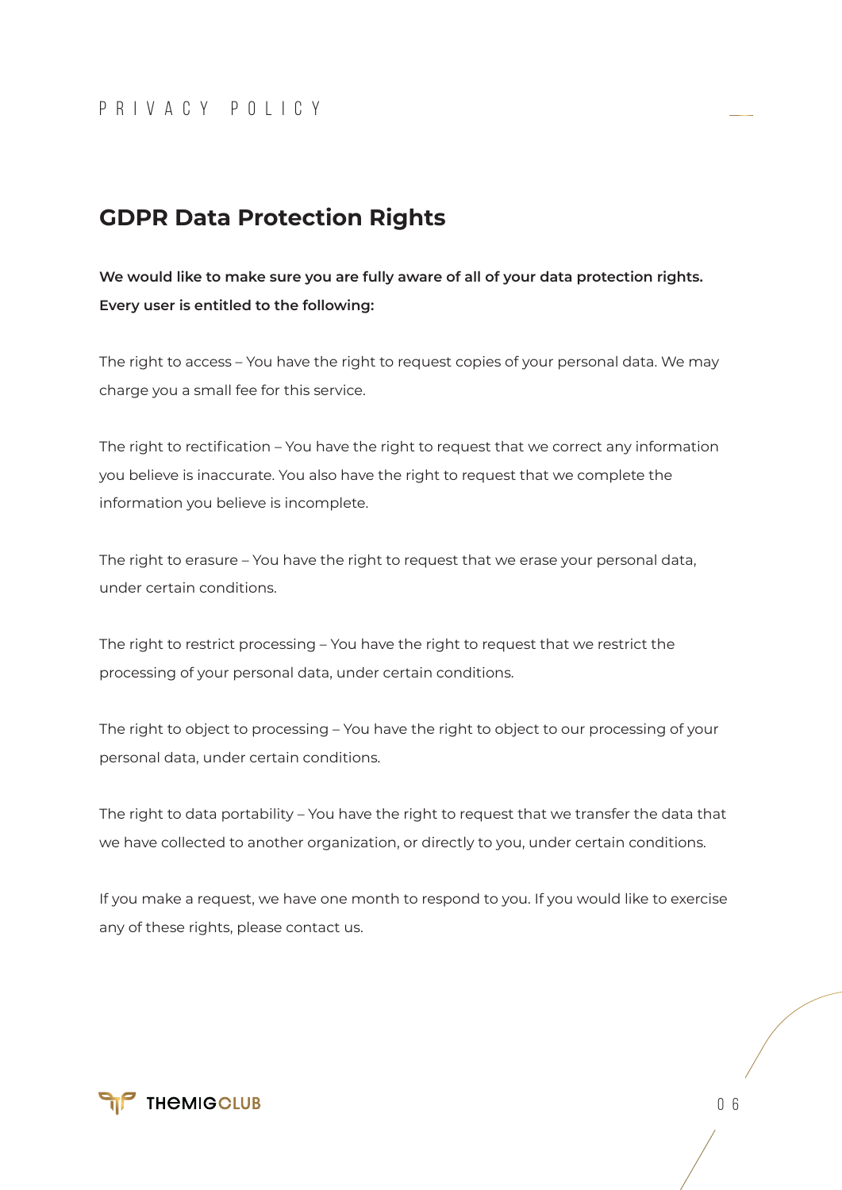## GDPR Data Protection Rights

**We would like to make sure you are fully aware of all of your data protection rights. Every user is entitled to the following:**

The right to access – You have the right to request copies of your personal data. We may charge you a small fee for this service.

The right to rectification – You have the right to request that we correct any information you believe is inaccurate. You also have the right to request that we complete the information you believe is incomplete.

The right to erasure – You have the right to request that we erase your personal data, under certain conditions.

The right to restrict processing – You have the right to request that we restrict the processing of your personal data, under certain conditions.

The right to object to processing – You have the right to object to our processing of your personal data, under certain conditions.

The right to data portability – You have the right to request that we transfer the data that we have collected to another organization, or directly to you, under certain conditions.

If you make a request, we have one month to respond to you. If you would like to exercise any of these rights, please contact us.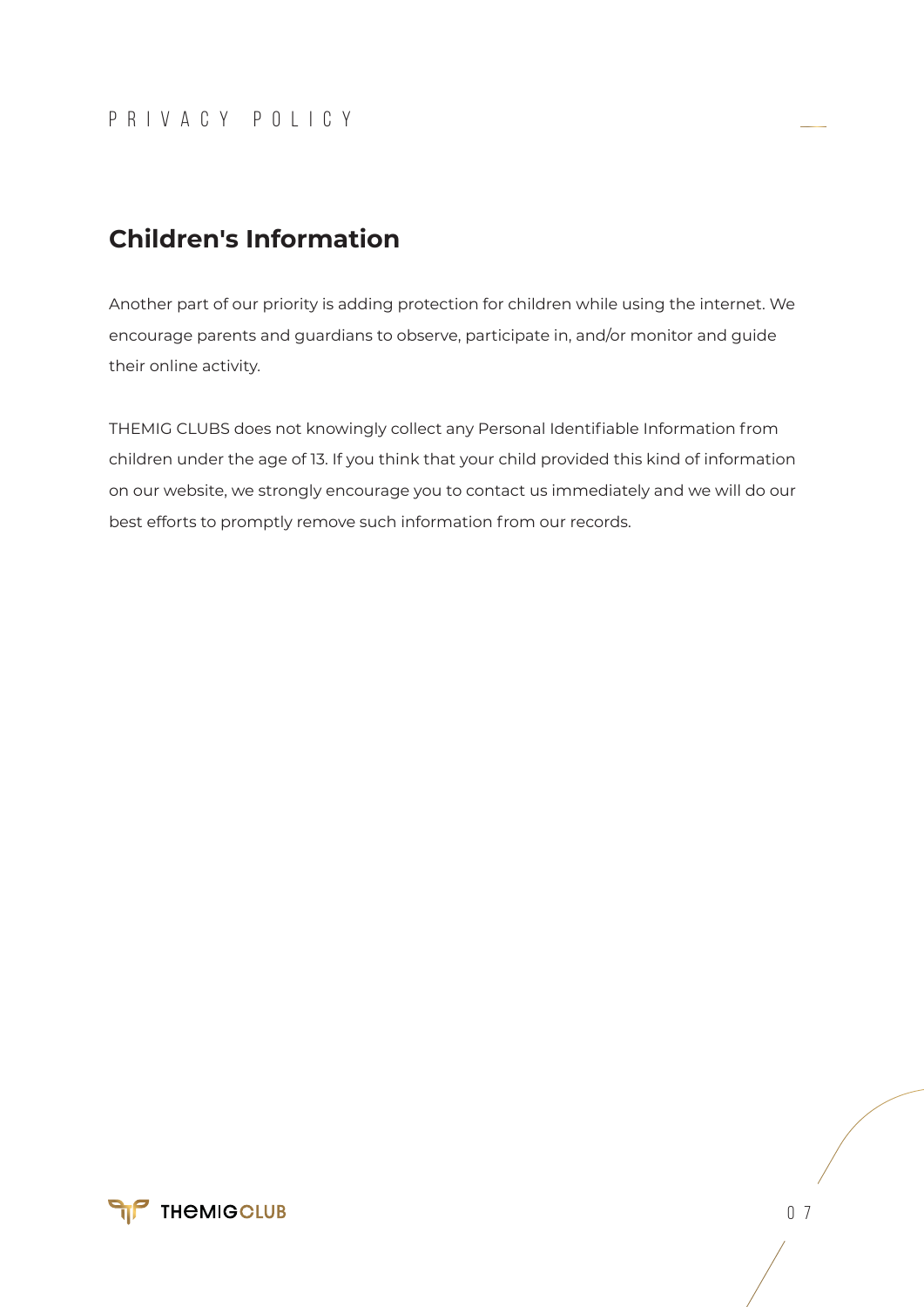## Children's Information

Another part of our priority is adding protection for children while using the internet. We encourage parents and guardians to observe, participate in, and/or monitor and guide their online activity.

THEMIG CLUBS does not knowingly collect any Personal Identifiable Information from children under the age of 13. If you think that your child provided this kind of information on our website, we strongly encourage you to contact us immediately and we will do our best efforts to promptly remove such information from our records.